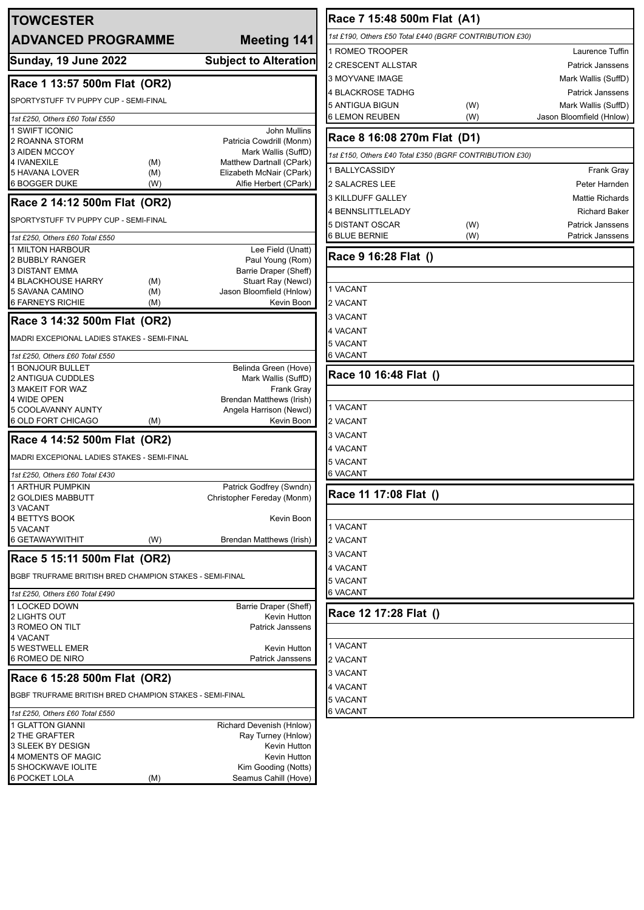# TOWCESTER

## ADVANCED PROGRAMME — Meeting 141

**Sunday, 19 June 2022** — **Subject to Alteration**

### Race 1 13:57 500m Flat (OR2)

SPORTYSTUFF TV PUPPY CUP - SEMI-FINAL

*1st £250, Others £60 Total £550*

| Trap | Greyhound | Seed | Trainer |
|---|---|---|---|
| 1 | SWIFT ICONIC | | John Mullins |
| 2 | ROANNA STORM | | Patricia Cowdrill (Monm) |
| 3 | AIDEN MCCOY | | Mark Wallis (SuffD) |
| 4 | IVANEXILE | (M) | Matthew Dartnall (CPark) |
| 5 | HAVANA LOVER | (M) | Elizabeth McNair (CPark) |
| 6 | BOGGER DUKE | (W) | Alfie Herbert (CPark) |

### Race 2 14:12 500m Flat (OR2)

SPORTYSTUFF TV PUPPY CUP - SEMI-FINAL

*1st £250, Others £60 Total £550*

| Trap | Greyhound | Seed | Trainer |
|---|---|---|---|
| 1 | MILTON HARBOUR | | Lee Field (Unatt) |
| 2 | BUBBLY RANGER | | Paul Young (Rom) |
| 3 | DISTANT EMMA | | Barrie Draper (Sheff) |
| 4 | BLACKHOUSE HARRY | (M) | Stuart Ray (Newcl) |
| 5 | SAVANA CAMINO | (M) | Jason Bloomfield (Hnlow) |
| 6 | FARNEYS RICHIE | (M) | Kevin Boon |

### Race 3 14:32 500m Flat (OR2)

MADRI EXCEPIONAL LADIES STAKES - SEMI-FINAL

*1st £250, Others £60 Total £550*

| Trap | Greyhound | Seed | Trainer |
|---|---|---|---|
| 1 | BONJOUR BULLET | | Belinda Green (Hove) |
| 2 | ANTIGUA CUDDLES | | Mark Wallis (SuffD) |
| 3 | MAKEIT FOR WAZ | | Frank Gray |
| 4 | WIDE OPEN | | Brendan Matthews (Irish) |
| 5 | COOLAVANNY AUNTY | | Angela Harrison (Newcl) |
| 6 | OLD FORT CHICAGO | (M) | Kevin Boon |

### Race 4 14:52 500m Flat (OR2)

MADRI EXCEPIONAL LADIES STAKES - SEMI-FINAL

*1st £250, Others £60 Total £430*

| Trap | Greyhound | Seed | Trainer |
|---|---|---|---|
| 1 | ARTHUR PUMPKIN | | Patrick Godfrey (Swndn) |
| 2 | GOLDIES MABBUTT | | Christopher Fereday (Monm) |
| 3 | VACANT | | |
| 4 | BETTYS BOOK | | Kevin Boon |
| 5 | VACANT | | |
| 6 | GETAWAYWITHIT | (W) | Brendan Matthews (Irish) |

### Race 5 15:11 500m Flat (OR2)

BGBF TRUFRAME BRITISH BRED CHAMPION STAKES - SEMI-FINAL

*1st £250, Others £60 Total £490*

| Trap | Greyhound | Seed | Trainer |
|---|---|---|---|
| 1 | LOCKED DOWN | | Barrie Draper (Sheff) |
| 2 | LIGHTS OUT | | Kevin Hutton |
| 3 | ROMEO ON TILT | | Patrick Janssens |
| 4 | VACANT | | |
| 5 | WESTWELL EMER | | Kevin Hutton |
| 6 | ROMEO DE NIRO | | Patrick Janssens |

### Race 6 15:28 500m Flat (OR2)

BGBF TRUFRAME BRITISH BRED CHAMPION STAKES - SEMI-FINAL

*1st £250, Others £60 Total £550*

| Trap | Greyhound | Seed | Trainer |
|---|---|---|---|
| 1 | GLATTON GIANNI | | Richard Devenish (Hnlow) |
| 2 | THE GRAFTER | | Ray Turney (Hnlow) |
| 3 | SLEEK BY DESIGN | | Kevin Hutton |
| 4 | MOMENTS OF MAGIC | | Kevin Hutton |
| 5 | SHOCKWAVE IOLITE | | Kim Gooding (Notts) |
| 6 | POCKET LOLA | (M) | Seamus Cahill (Hove) |

### Race 7 15:48 500m Flat (A1)

*1st £190, Others £50 Total £440 (BGRF CONTRIBUTION £30)*

| Trap | Greyhound | Seed | Trainer |
|---|---|---|---|
| 1 | ROMEO TROOPER | | Laurence Tuffin |
| 2 | CRESCENT ALLSTAR | | Patrick Janssens |
| 3 | MOYVANE IMAGE | | Mark Wallis (SuffD) |
| 4 | BLACKROSE TADHG | | Patrick Janssens |
| 5 | ANTIGUA BIGUN | (W) | Mark Wallis (SuffD) |
| 6 | LEMON REUBEN | (W) | Jason Bloomfield (Hnlow) |

### Race 8 16:08 270m Flat (D1)

*1st £150, Others £40 Total £350 (BGRF CONTRIBUTION £30)*

| Trap | Greyhound | Seed | Trainer |
|---|---|---|---|
| 1 | BALLYCASSIDY | | Frank Gray |
| 2 | SALACRES LEE | | Peter Harnden |
| 3 | KILLDUFF GALLEY | | Mattie Richards |
| 4 | BENNSLITTLELADY | | Richard Baker |
| 5 | DISTANT OSCAR | (W) | Patrick Janssens |
| 6 | BLUE BERNIE | (W) | Patrick Janssens |

### Race 9 16:28 Flat ()

1 VACANT
2 VACANT
3 VACANT
4 VACANT
5 VACANT
6 VACANT

### Race 10 16:48 Flat ()

1 VACANT
2 VACANT
3 VACANT
4 VACANT
5 VACANT
6 VACANT

### Race 11 17:08 Flat ()

1 VACANT
2 VACANT
3 VACANT
4 VACANT
5 VACANT
6 VACANT

### Race 12 17:28 Flat ()

1 VACANT
2 VACANT
3 VACANT
4 VACANT
5 VACANT
6 VACANT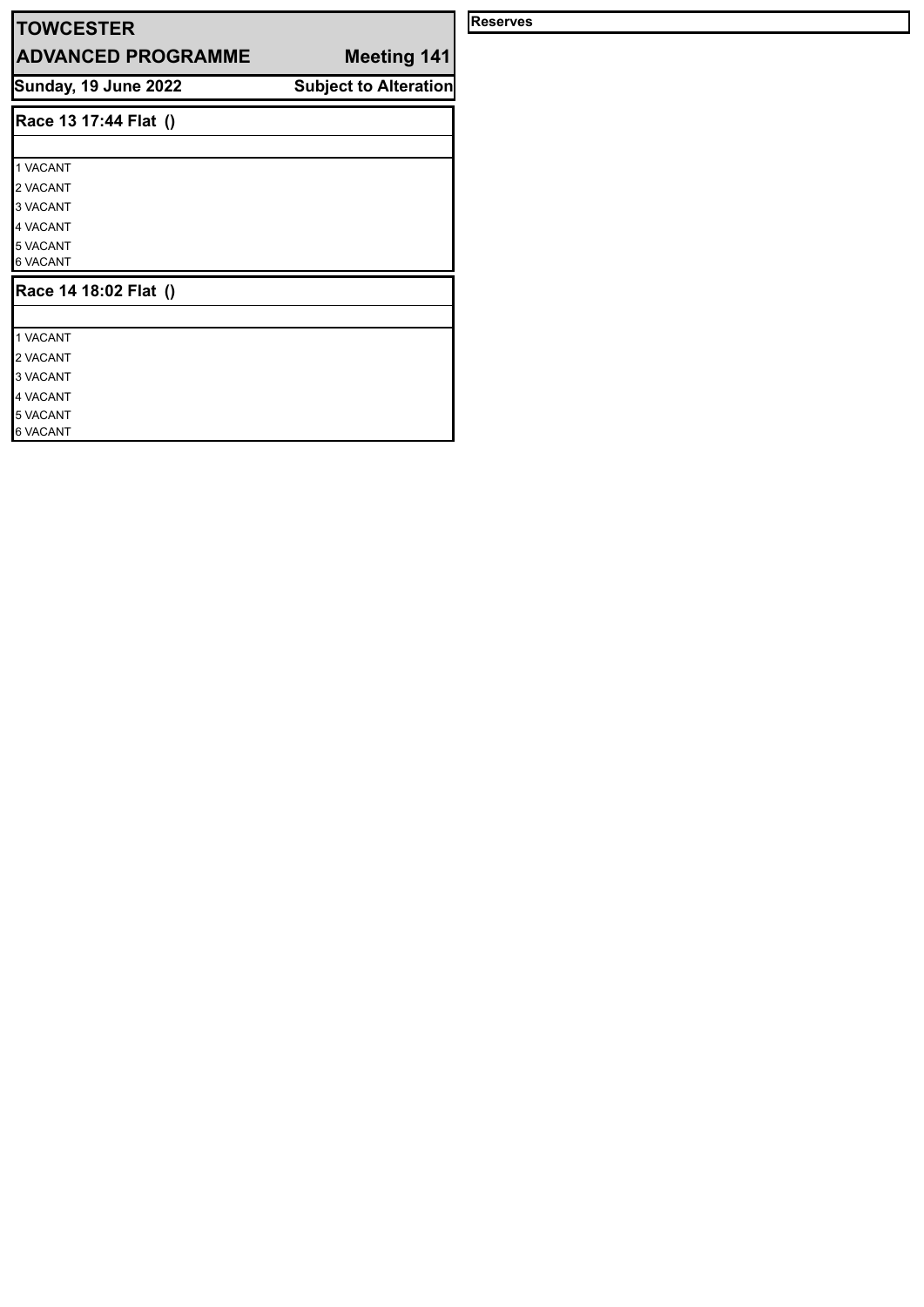**TOWCESTER**

**ADVANCED PROGRAMME** **Meeting 141**

**Sunday, 19 June 2022** **Subject to Alteration**

## Race 13 17:44 Flat ()

1 VACANT
2 VACANT
3 VACANT
4 VACANT
5 VACANT
6 VACANT

## Race 14 18:02 Flat ()

1 VACANT
2 VACANT
3 VACANT
4 VACANT
5 VACANT
6 VACANT

**Reserves**